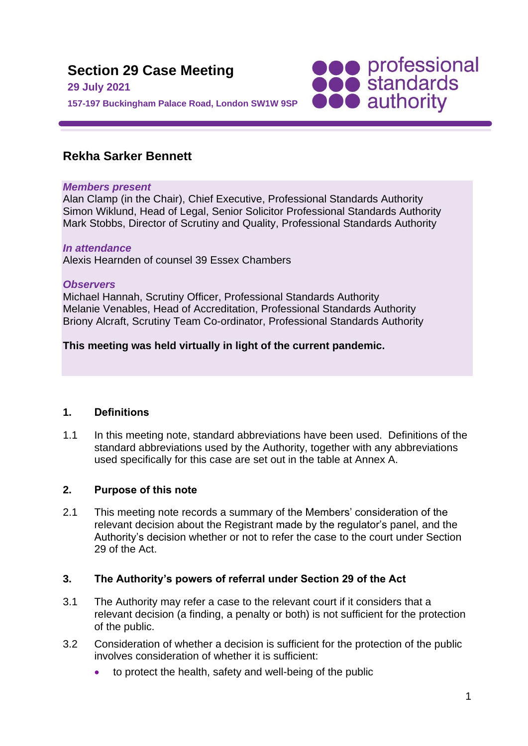# Section 29 Case Meeting

**29 July 2021**

**157-197 Buckingham Palace Road, London SW1W 9SP**

professional standards authority

## Rekha Sarker Bennett

***Members present***
Alan Clamp (in the Chair), Chief Executive, Professional Standards Authority
Simon Wiklund, Head of Legal, Senior Solicitor Professional Standards Authority
Mark Stobbs, Director of Scrutiny and Quality, Professional Standards Authority

***In attendance***
Alexis Hearnden of counsel 39 Essex Chambers

***Observers***
Michael Hannah, Scrutiny Officer, Professional Standards Authority
Melanie Venables, Head of Accreditation, Professional Standards Authority
Briony Alcraft, Scrutiny Team Co-ordinator, Professional Standards Authority

**This meeting was held virtually in light of the current pandemic.**

### 1. Definitions

1.1 In this meeting note, standard abbreviations have been used. Definitions of the standard abbreviations used by the Authority, together with any abbreviations used specifically for this case are set out in the table at Annex A.

### 2. Purpose of this note

2.1 This meeting note records a summary of the Members' consideration of the relevant decision about the Registrant made by the regulator's panel, and the Authority's decision whether or not to refer the case to the court under Section 29 of the Act.

### 3. The Authority's powers of referral under Section 29 of the Act

3.1 The Authority may refer a case to the relevant court if it considers that a relevant decision (a finding, a penalty or both) is not sufficient for the protection of the public.

3.2 Consideration of whether a decision is sufficient for the protection of the public involves consideration of whether it is sufficient:

- to protect the health, safety and well-being of the public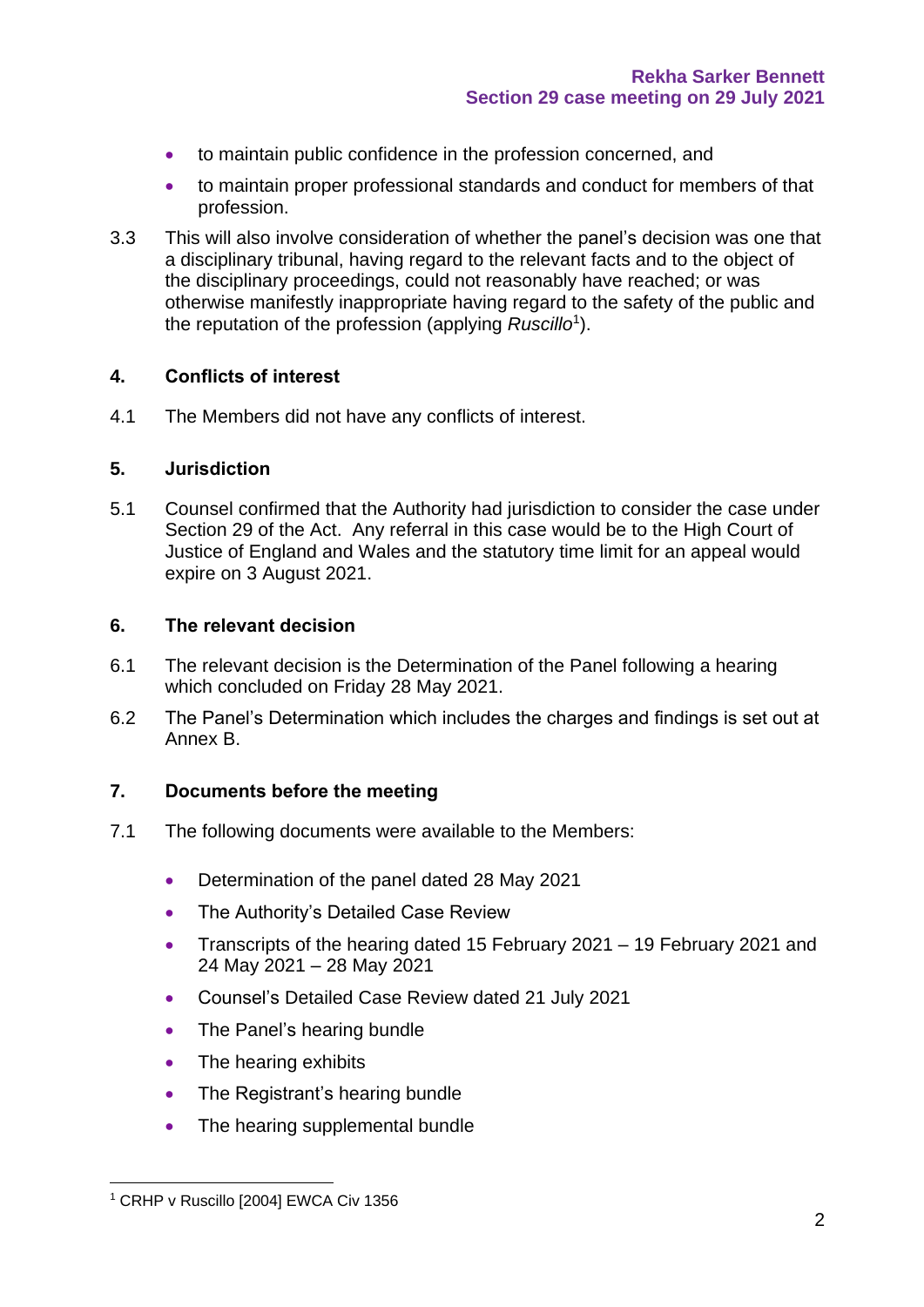- to maintain public confidence in the profession concerned, and
- to maintain proper professional standards and conduct for members of that profession.

3.3 This will also involve consideration of whether the panel's decision was one that a disciplinary tribunal, having regard to the relevant facts and to the object of the disciplinary proceedings, could not reasonably have reached; or was otherwise manifestly inappropriate having regard to the safety of the public and the reputation of the profession (applying *Ruscillo*[1]).

## 4. Conflicts of interest

4.1 The Members did not have any conflicts of interest.

## 5. Jurisdiction

5.1 Counsel confirmed that the Authority had jurisdiction to consider the case under Section 29 of the Act. Any referral in this case would be to the High Court of Justice of England and Wales and the statutory time limit for an appeal would expire on 3 August 2021.

## 6. The relevant decision

6.1 The relevant decision is the Determination of the Panel following a hearing which concluded on Friday 28 May 2021.

6.2 The Panel's Determination which includes the charges and findings is set out at Annex B.

## 7. Documents before the meeting

7.1 The following documents were available to the Members:

- Determination of the panel dated 28 May 2021
- The Authority's Detailed Case Review
- Transcripts of the hearing dated 15 February 2021 – 19 February 2021 and 24 May 2021 – 28 May 2021
- Counsel's Detailed Case Review dated 21 July 2021
- The Panel's hearing bundle
- The hearing exhibits
- The Registrant's hearing bundle
- The hearing supplemental bundle

[1] CRHP v Ruscillo [2004] EWCA Civ 1356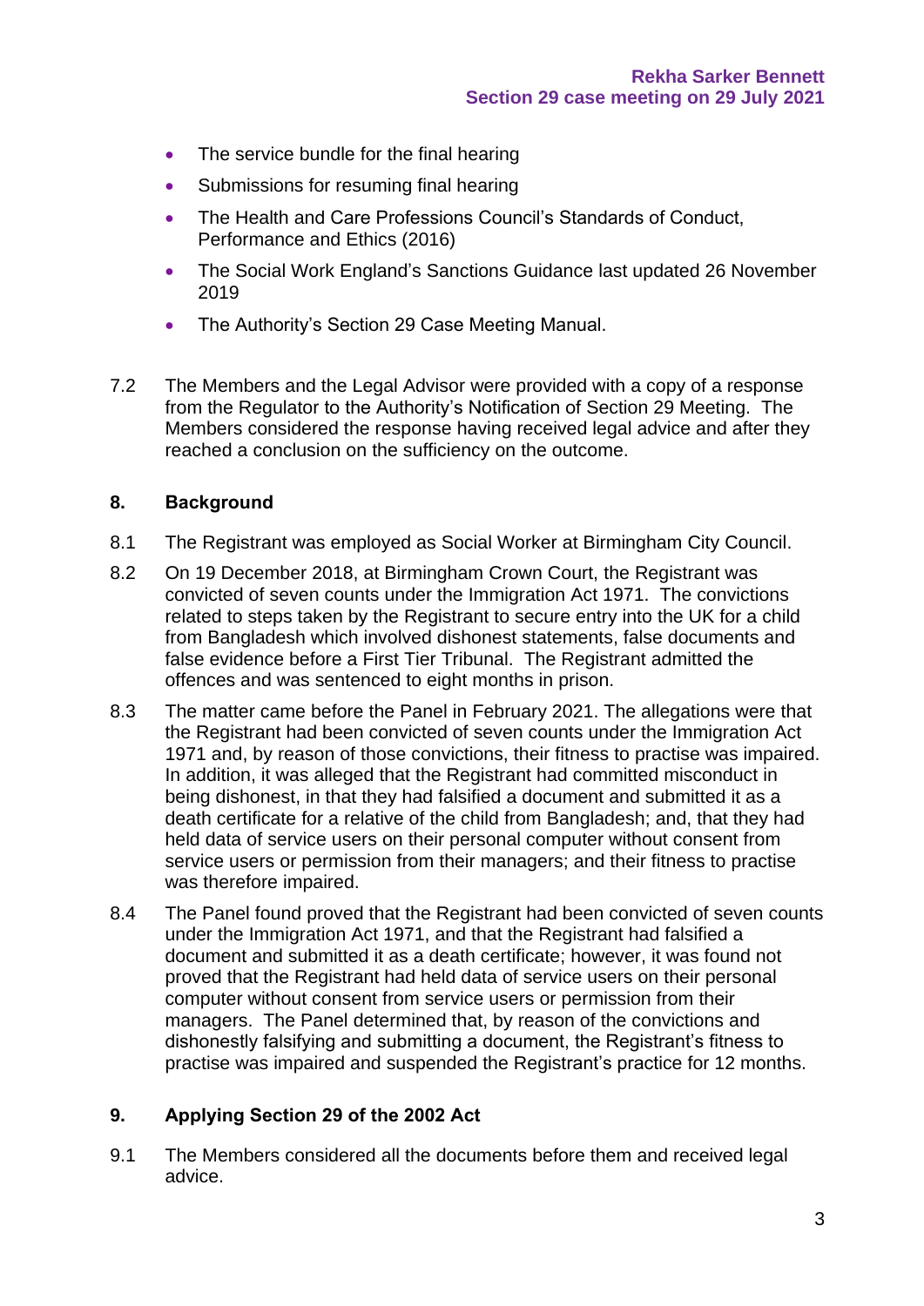- The service bundle for the final hearing
- Submissions for resuming final hearing
- The Health and Care Professions Council's Standards of Conduct, Performance and Ethics (2016)
- The Social Work England's Sanctions Guidance last updated 26 November 2019
- The Authority's Section 29 Case Meeting Manual.

7.2 The Members and the Legal Advisor were provided with a copy of a response from the Regulator to the Authority's Notification of Section 29 Meeting. The Members considered the response having received legal advice and after they reached a conclusion on the sufficiency on the outcome.

## 8. Background

8.1 The Registrant was employed as Social Worker at Birmingham City Council.

8.2 On 19 December 2018, at Birmingham Crown Court, the Registrant was convicted of seven counts under the Immigration Act 1971. The convictions related to steps taken by the Registrant to secure entry into the UK for a child from Bangladesh which involved dishonest statements, false documents and false evidence before a First Tier Tribunal. The Registrant admitted the offences and was sentenced to eight months in prison.

8.3 The matter came before the Panel in February 2021. The allegations were that the Registrant had been convicted of seven counts under the Immigration Act 1971 and, by reason of those convictions, their fitness to practise was impaired. In addition, it was alleged that the Registrant had committed misconduct in being dishonest, in that they had falsified a document and submitted it as a death certificate for a relative of the child from Bangladesh; and, that they had held data of service users on their personal computer without consent from service users or permission from their managers; and their fitness to practise was therefore impaired.

8.4 The Panel found proved that the Registrant had been convicted of seven counts under the Immigration Act 1971, and that the Registrant had falsified a document and submitted it as a death certificate; however, it was found not proved that the Registrant had held data of service users on their personal computer without consent from service users or permission from their managers. The Panel determined that, by reason of the convictions and dishonestly falsifying and submitting a document, the Registrant's fitness to practise was impaired and suspended the Registrant's practice for 12 months.

## 9. Applying Section 29 of the 2002 Act

9.1 The Members considered all the documents before them and received legal advice.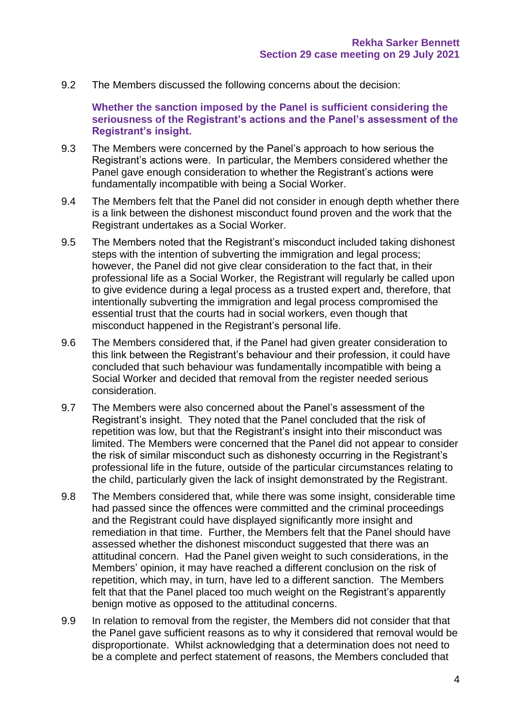9.2 The Members discussed the following concerns about the decision:

**Whether the sanction imposed by the Panel is sufficient considering the seriousness of the Registrant's actions and the Panel's assessment of the Registrant's insight.**

9.3 The Members were concerned by the Panel's approach to how serious the Registrant's actions were. In particular, the Members considered whether the Panel gave enough consideration to whether the Registrant's actions were fundamentally incompatible with being a Social Worker.

9.4 The Members felt that the Panel did not consider in enough depth whether there is a link between the dishonest misconduct found proven and the work that the Registrant undertakes as a Social Worker.

9.5 The Members noted that the Registrant's misconduct included taking dishonest steps with the intention of subverting the immigration and legal process; however, the Panel did not give clear consideration to the fact that, in their professional life as a Social Worker, the Registrant will regularly be called upon to give evidence during a legal process as a trusted expert and, therefore, that intentionally subverting the immigration and legal process compromised the essential trust that the courts had in social workers, even though that misconduct happened in the Registrant's personal life.

9.6 The Members considered that, if the Panel had given greater consideration to this link between the Registrant's behaviour and their profession, it could have concluded that such behaviour was fundamentally incompatible with being a Social Worker and decided that removal from the register needed serious consideration.

9.7 The Members were also concerned about the Panel's assessment of the Registrant's insight. They noted that the Panel concluded that the risk of repetition was low, but that the Registrant's insight into their misconduct was limited. The Members were concerned that the Panel did not appear to consider the risk of similar misconduct such as dishonesty occurring in the Registrant's professional life in the future, outside of the particular circumstances relating to the child, particularly given the lack of insight demonstrated by the Registrant.

9.8 The Members considered that, while there was some insight, considerable time had passed since the offences were committed and the criminal proceedings and the Registrant could have displayed significantly more insight and remediation in that time. Further, the Members felt that the Panel should have assessed whether the dishonest misconduct suggested that there was an attitudinal concern. Had the Panel given weight to such considerations, in the Members' opinion, it may have reached a different conclusion on the risk of repetition, which may, in turn, have led to a different sanction. The Members felt that that the Panel placed too much weight on the Registrant's apparently benign motive as opposed to the attitudinal concerns.

9.9 In relation to removal from the register, the Members did not consider that that the Panel gave sufficient reasons as to why it considered that removal would be disproportionate. Whilst acknowledging that a determination does not need to be a complete and perfect statement of reasons, the Members concluded that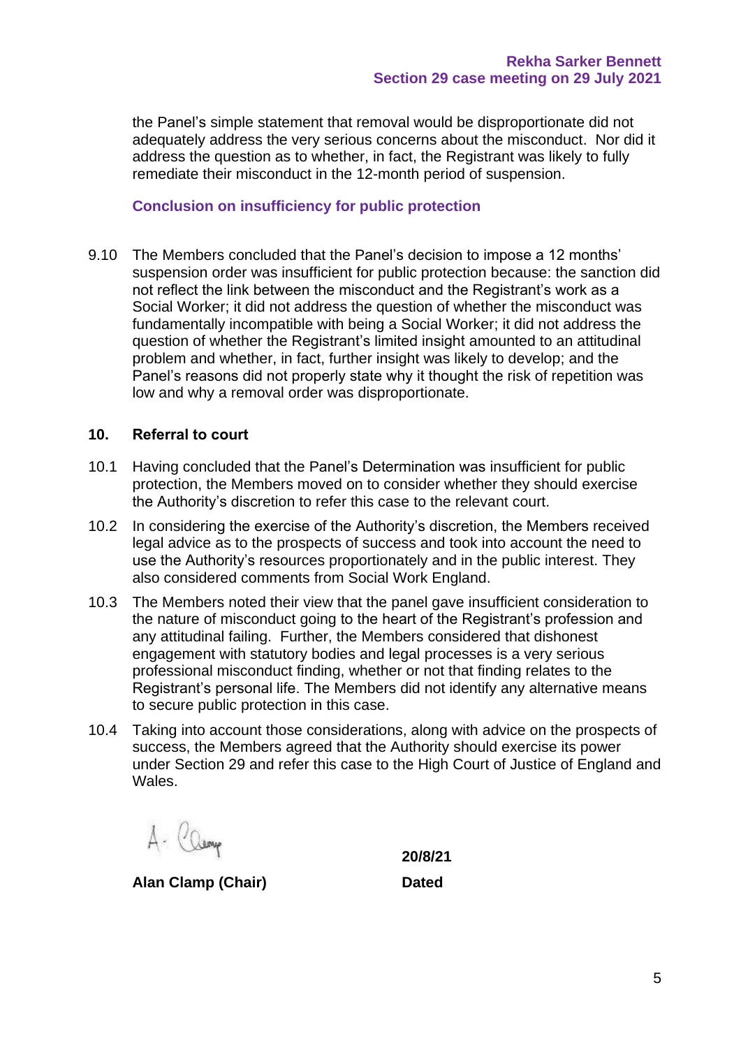the Panel's simple statement that removal would be disproportionate did not adequately address the very serious concerns about the misconduct. Nor did it address the question as to whether, in fact, the Registrant was likely to fully remediate their misconduct in the 12-month period of suspension.

### Conclusion on insufficiency for public protection

9.10 The Members concluded that the Panel's decision to impose a 12 months' suspension order was insufficient for public protection because: the sanction did not reflect the link between the misconduct and the Registrant's work as a Social Worker; it did not address the question of whether the misconduct was fundamentally incompatible with being a Social Worker; it did not address the question of whether the Registrant's limited insight amounted to an attitudinal problem and whether, in fact, further insight was likely to develop; and the Panel's reasons did not properly state why it thought the risk of repetition was low and why a removal order was disproportionate.

## 10. Referral to court

10.1 Having concluded that the Panel's Determination was insufficient for public protection, the Members moved on to consider whether they should exercise the Authority's discretion to refer this case to the relevant court.

10.2 In considering the exercise of the Authority's discretion, the Members received legal advice as to the prospects of success and took into account the need to use the Authority's resources proportionately and in the public interest. They also considered comments from Social Work England.

10.3 The Members noted their view that the panel gave insufficient consideration to the nature of misconduct going to the heart of the Registrant's profession and any attitudinal failing. Further, the Members considered that dishonest engagement with statutory bodies and legal processes is a very serious professional misconduct finding, whether or not that finding relates to the Registrant's personal life. The Members did not identify any alternative means to secure public protection in this case.

10.4 Taking into account those considerations, along with advice on the prospects of success, the Members agreed that the Authority should exercise its power under Section 29 and refer this case to the High Court of Justice of England and Wales.

A. Clamp

**Alan Clamp (Chair)**

**20/8/21**

**Dated**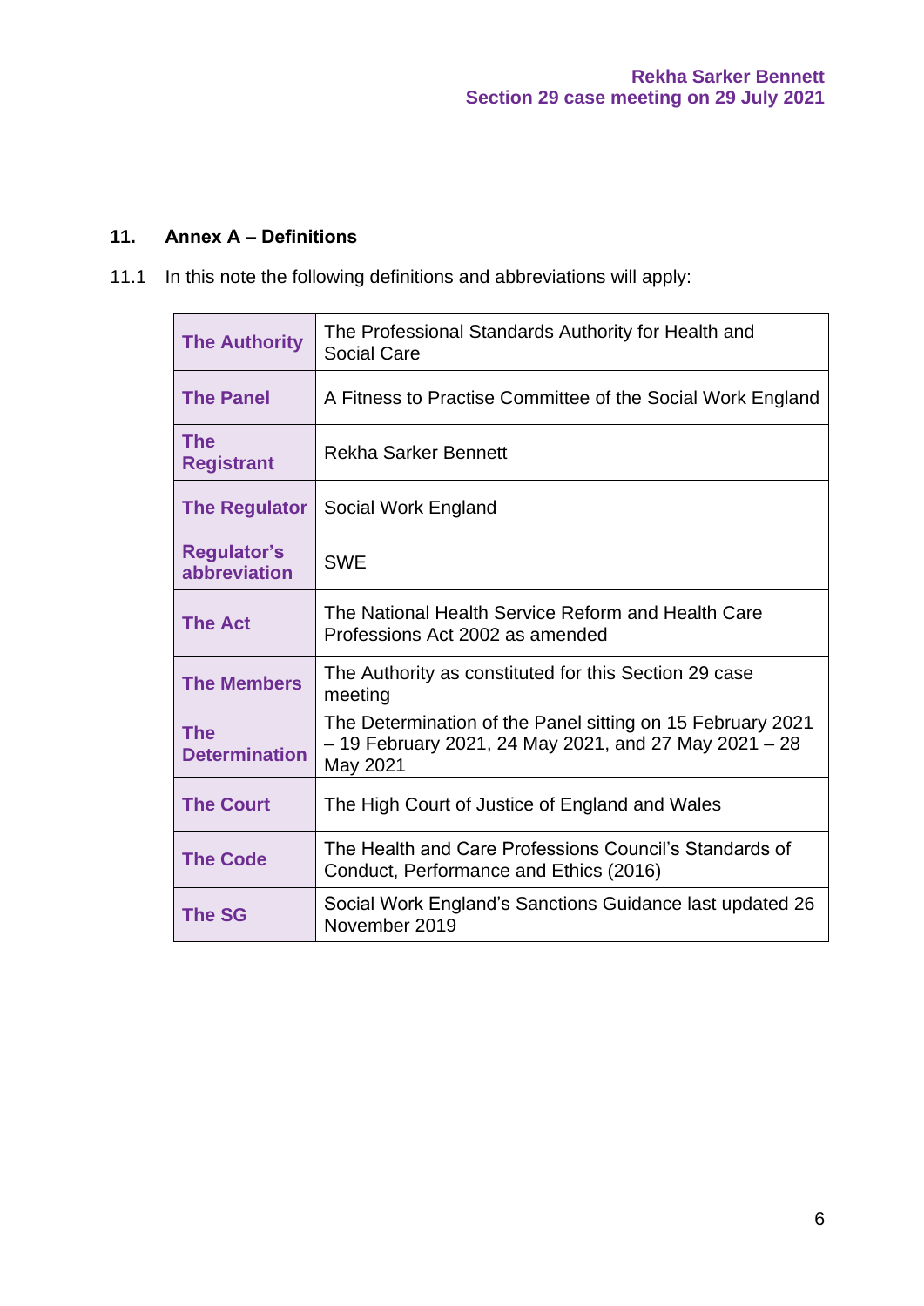## 11. Annex A – Definitions

11.1 In this note the following definitions and abbreviations will apply:

| | |
|---|---|
| **The Authority** | The Professional Standards Authority for Health and Social Care |
| **The Panel** | A Fitness to Practise Committee of the Social Work England |
| **The Registrant** | Rekha Sarker Bennett |
| **The Regulator** | Social Work England |
| **Regulator's abbreviation** | SWE |
| **The Act** | The National Health Service Reform and Health Care Professions Act 2002 as amended |
| **The Members** | The Authority as constituted for this Section 29 case meeting |
| **The Determination** | The Determination of the Panel sitting on 15 February 2021 – 19 February 2021, 24 May 2021, and 27 May 2021 – 28 May 2021 |
| **The Court** | The High Court of Justice of England and Wales |
| **The Code** | The Health and Care Professions Council's Standards of Conduct, Performance and Ethics (2016) |
| **The SG** | Social Work England's Sanctions Guidance last updated 26 November 2019 |